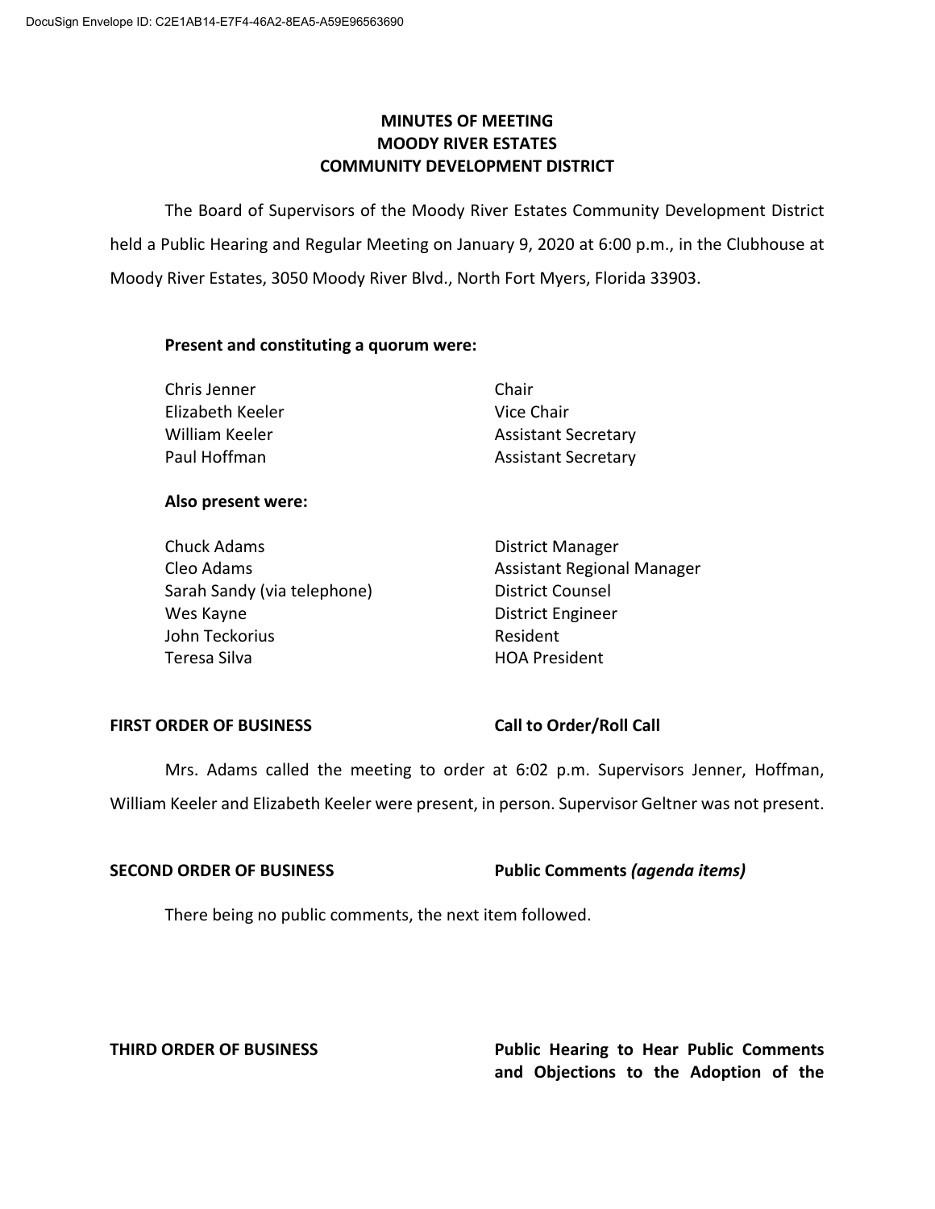DocuSign Envelope ID: C2E1AB14-E7F4-46A2-8EA5-A59E96563690

# MINUTES OF MEETING
# MOODY RIVER ESTATES
# COMMUNITY DEVELOPMENT DISTRICT

The Board of Supervisors of the Moody River Estates Community Development District held a Public Hearing and Regular Meeting on January 9, 2020 at 6:00 p.m., in the Clubhouse at Moody River Estates, 3050 Moody River Blvd., North Fort Myers, Florida 33903.

**Present and constituting a quorum were:**

| | |
|---|---|
| Chris Jenner | Chair |
| Elizabeth Keeler | Vice Chair |
| William Keeler | Assistant Secretary |
| Paul Hoffman | Assistant Secretary |

**Also present were:**

| | |
|---|---|
| Chuck Adams | District Manager |
| Cleo Adams | Assistant Regional Manager |
| Sarah Sandy (via telephone) | District Counsel |
| Wes Kayne | District Engineer |
| John Teckorius | Resident |
| Teresa Silva | HOA President |

**FIRST ORDER OF BUSINESS** **Call to Order/Roll Call**

Mrs. Adams called the meeting to order at 6:02 p.m. Supervisors Jenner, Hoffman, William Keeler and Elizabeth Keeler were present, in person. Supervisor Geltner was not present.

**SECOND ORDER OF BUSINESS** **Public Comments *(agenda items)***

There being no public comments, the next item followed.

**THIRD ORDER OF BUSINESS** **Public Hearing to Hear Public Comments and Objections to the Adoption of the**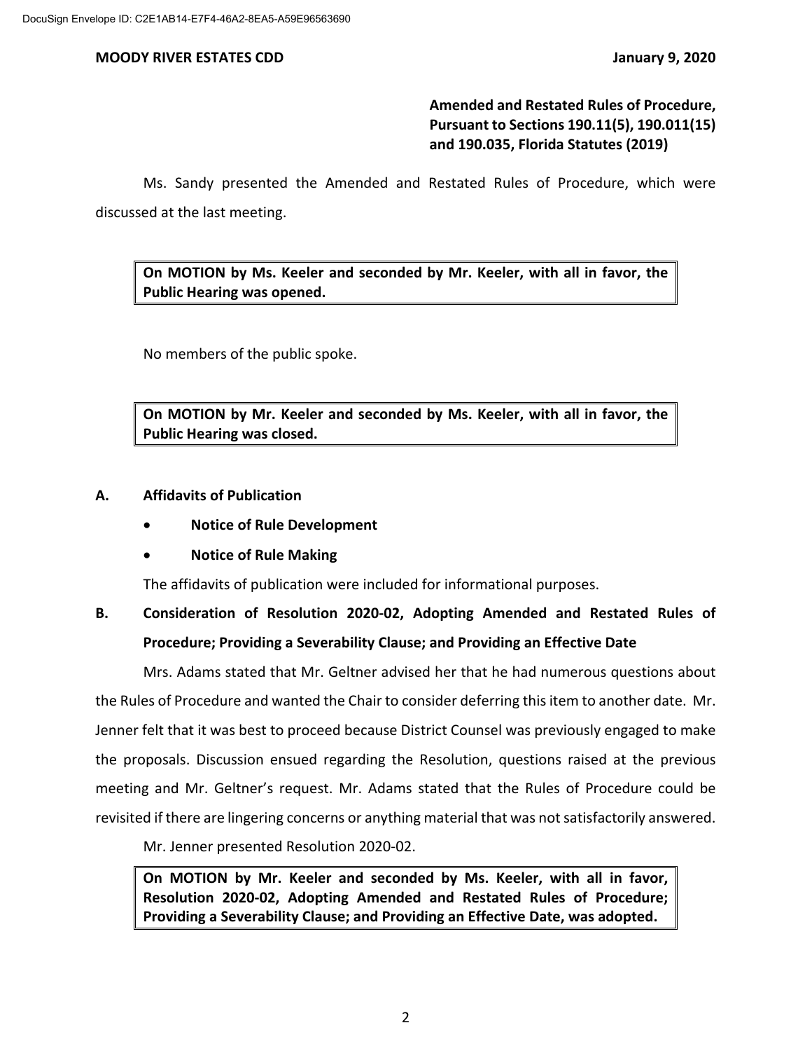**Amended and Restated Rules of Procedure, Pursuant to Sections 190.11(5), 190.011(15) and 190.035, Florida Statutes (2019)**

Ms. Sandy presented the Amended and Restated Rules of Procedure, which were discussed at the last meeting.

> **On MOTION by Ms. Keeler and seconded by Mr. Keeler, with all in favor, the Public Hearing was opened.**

No members of the public spoke.

> **On MOTION by Mr. Keeler and seconded by Ms. Keeler, with all in favor, the Public Hearing was closed.**

**A. Affidavits of Publication**

- **Notice of Rule Development**
- **Notice of Rule Making**

The affidavits of publication were included for informational purposes.

**B. Consideration of Resolution 2020-02, Adopting Amended and Restated Rules of Procedure; Providing a Severability Clause; and Providing an Effective Date**

Mrs. Adams stated that Mr. Geltner advised her that he had numerous questions about the Rules of Procedure and wanted the Chair to consider deferring this item to another date. Mr. Jenner felt that it was best to proceed because District Counsel was previously engaged to make the proposals. Discussion ensued regarding the Resolution, questions raised at the previous meeting and Mr. Geltner's request. Mr. Adams stated that the Rules of Procedure could be revisited if there are lingering concerns or anything material that was not satisfactorily answered.

Mr. Jenner presented Resolution 2020-02.

> **On MOTION by Mr. Keeler and seconded by Ms. Keeler, with all in favor, Resolution 2020-02, Adopting Amended and Restated Rules of Procedure; Providing a Severability Clause; and Providing an Effective Date, was adopted.**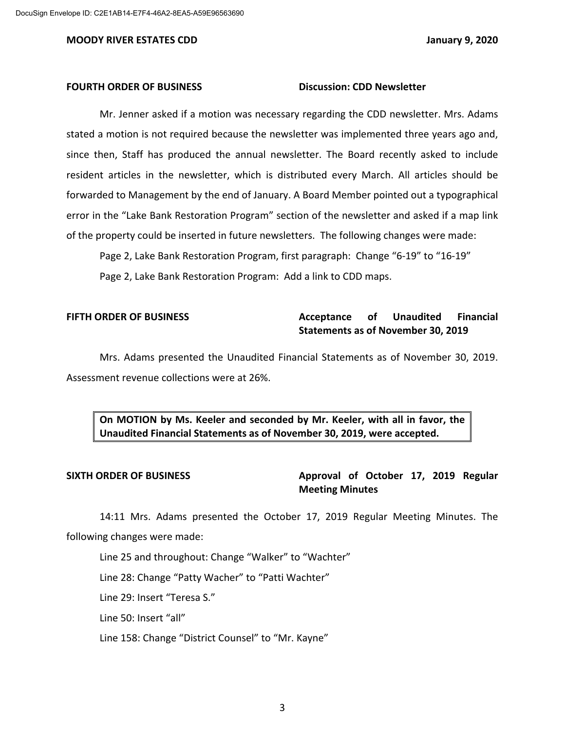**FOURTH ORDER OF BUSINESS** **Discussion: CDD Newsletter**

Mr. Jenner asked if a motion was necessary regarding the CDD newsletter. Mrs. Adams stated a motion is not required because the newsletter was implemented three years ago and, since then, Staff has produced the annual newsletter. The Board recently asked to include resident articles in the newsletter, which is distributed every March. All articles should be forwarded to Management by the end of January. A Board Member pointed out a typographical error in the "Lake Bank Restoration Program" section of the newsletter and asked if a map link of the property could be inserted in future newsletters. The following changes were made:

Page 2, Lake Bank Restoration Program, first paragraph: Change "6-19" to "16-19"

Page 2, Lake Bank Restoration Program: Add a link to CDD maps.

**FIFTH ORDER OF BUSINESS** **Acceptance of Unaudited Financial Statements as of November 30, 2019**

Mrs. Adams presented the Unaudited Financial Statements as of November 30, 2019. Assessment revenue collections were at 26%.

> **On MOTION by Ms. Keeler and seconded by Mr. Keeler, with all in favor, the Unaudited Financial Statements as of November 30, 2019, were accepted.**

**SIXTH ORDER OF BUSINESS** **Approval of October 17, 2019 Regular Meeting Minutes**

14:11 Mrs. Adams presented the October 17, 2019 Regular Meeting Minutes. The following changes were made:

Line 25 and throughout: Change "Walker" to "Wachter"

Line 28: Change "Patty Wacher" to "Patti Wachter"

Line 29: Insert "Teresa S."

Line 50: Insert "all"

Line 158: Change "District Counsel" to "Mr. Kayne"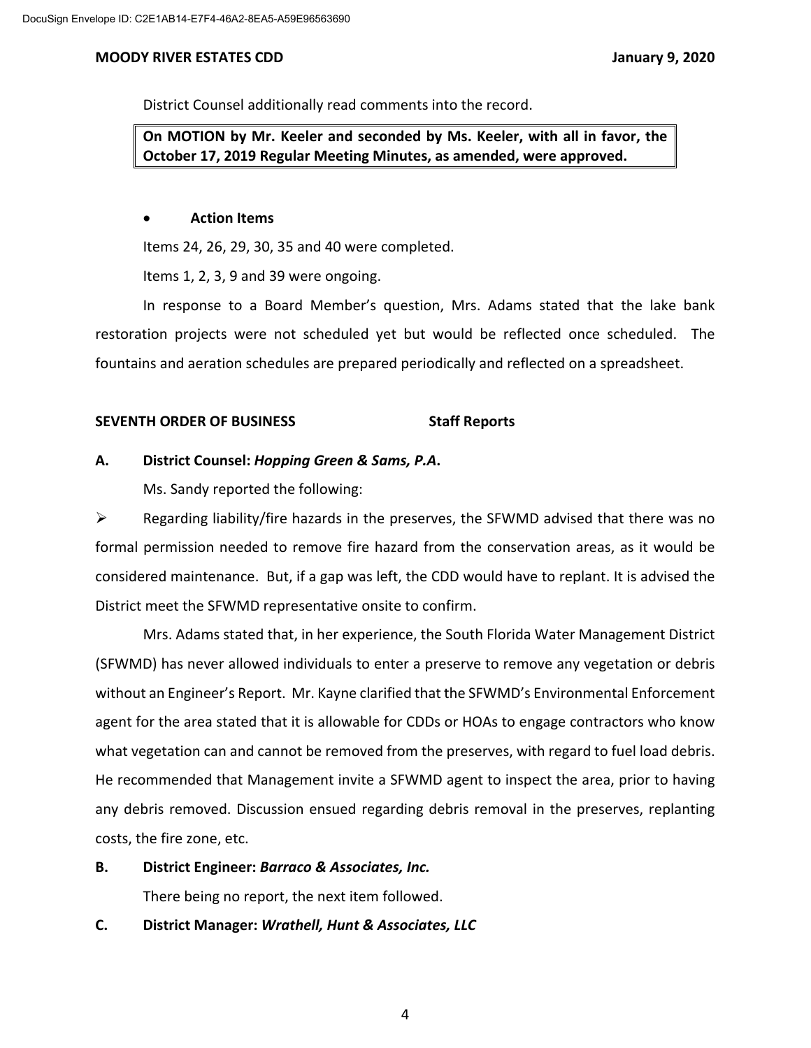District Counsel additionally read comments into the record.

> **On MOTION by Mr. Keeler and seconded by Ms. Keeler, with all in favor, the October 17, 2019 Regular Meeting Minutes, as amended, were approved.**

- **Action Items**

Items 24, 26, 29, 30, 35 and 40 were completed.

Items 1, 2, 3, 9 and 39 were ongoing.

In response to a Board Member's question, Mrs. Adams stated that the lake bank restoration projects were not scheduled yet but would be reflected once scheduled. The fountains and aeration schedules are prepared periodically and reflected on a spreadsheet.

## SEVENTH ORDER OF BUSINESS — Staff Reports

**A. District Counsel: *Hopping Green & Sams, P.A*.**

Ms. Sandy reported the following:

➢ Regarding liability/fire hazards in the preserves, the SFWMD advised that there was no formal permission needed to remove fire hazard from the conservation areas, as it would be considered maintenance. But, if a gap was left, the CDD would have to replant. It is advised the District meet the SFWMD representative onsite to confirm.

Mrs. Adams stated that, in her experience, the South Florida Water Management District (SFWMD) has never allowed individuals to enter a preserve to remove any vegetation or debris without an Engineer's Report. Mr. Kayne clarified that the SFWMD's Environmental Enforcement agent for the area stated that it is allowable for CDDs or HOAs to engage contractors who know what vegetation can and cannot be removed from the preserves, with regard to fuel load debris. He recommended that Management invite a SFWMD agent to inspect the area, prior to having any debris removed. Discussion ensued regarding debris removal in the preserves, replanting costs, the fire zone, etc.

**B. District Engineer: *Barraco & Associates, Inc.***

There being no report, the next item followed.

**C. District Manager: *Wrathell, Hunt & Associates, LLC***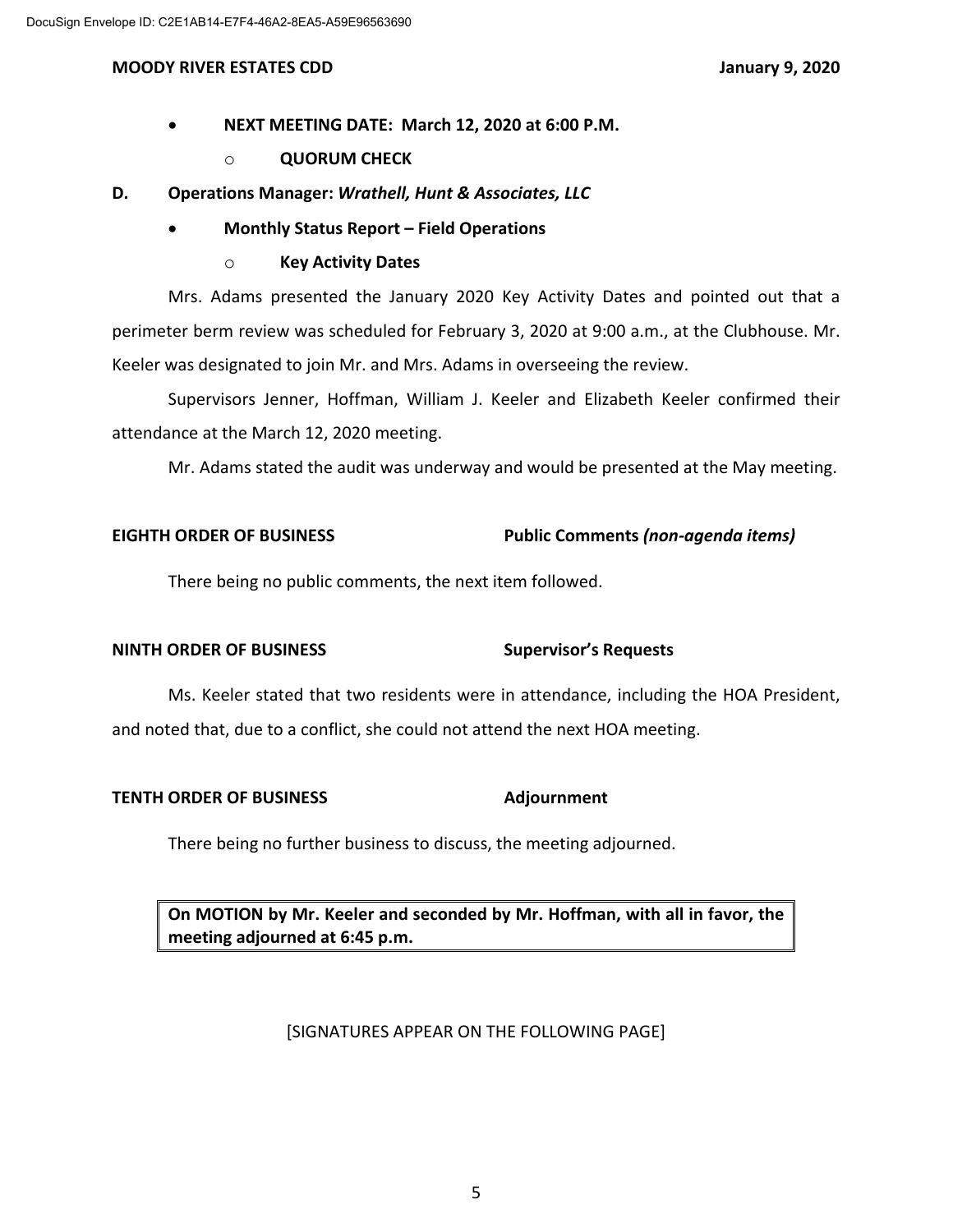- **NEXT MEETING DATE: March 12, 2020 at 6:00 P.M.**
  - **QUORUM CHECK**

**D. Operations Manager: *Wrathell, Hunt & Associates, LLC***

- **Monthly Status Report – Field Operations**
  - **Key Activity Dates**

Mrs. Adams presented the January 2020 Key Activity Dates and pointed out that a perimeter berm review was scheduled for February 3, 2020 at 9:00 a.m., at the Clubhouse. Mr. Keeler was designated to join Mr. and Mrs. Adams in overseeing the review.

Supervisors Jenner, Hoffman, William J. Keeler and Elizabeth Keeler confirmed their attendance at the March 12, 2020 meeting.

Mr. Adams stated the audit was underway and would be presented at the May meeting.

**EIGHTH ORDER OF BUSINESS** **Public Comments *(non-agenda items)***

There being no public comments, the next item followed.

**NINTH ORDER OF BUSINESS** **Supervisor's Requests**

Ms. Keeler stated that two residents were in attendance, including the HOA President, and noted that, due to a conflict, she could not attend the next HOA meeting.

**TENTH ORDER OF BUSINESS** **Adjournment**

There being no further business to discuss, the meeting adjourned.

**On MOTION by Mr. Keeler and seconded by Mr. Hoffman, with all in favor, the meeting adjourned at 6:45 p.m.**

[SIGNATURES APPEAR ON THE FOLLOWING PAGE]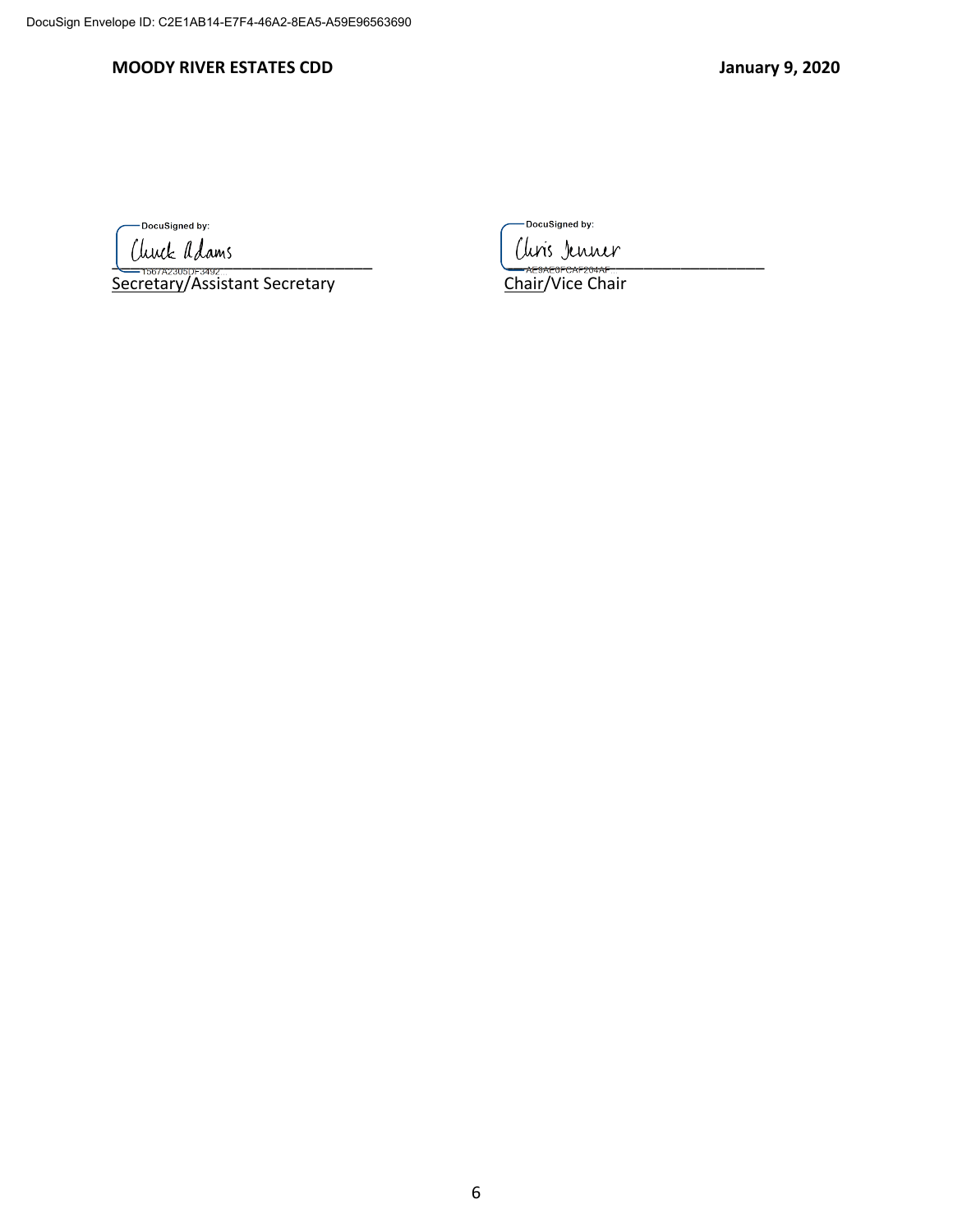**MOODY RIVER ESTATES CDD** **January 9, 2020**

DocuSigned by:

Chuck Adams

1567A2305DF3492...

Secretary/Assistant Secretary

DocuSigned by:

Chris Jenner

AE9AE0FCAF264AF...

Chair/Vice Chair